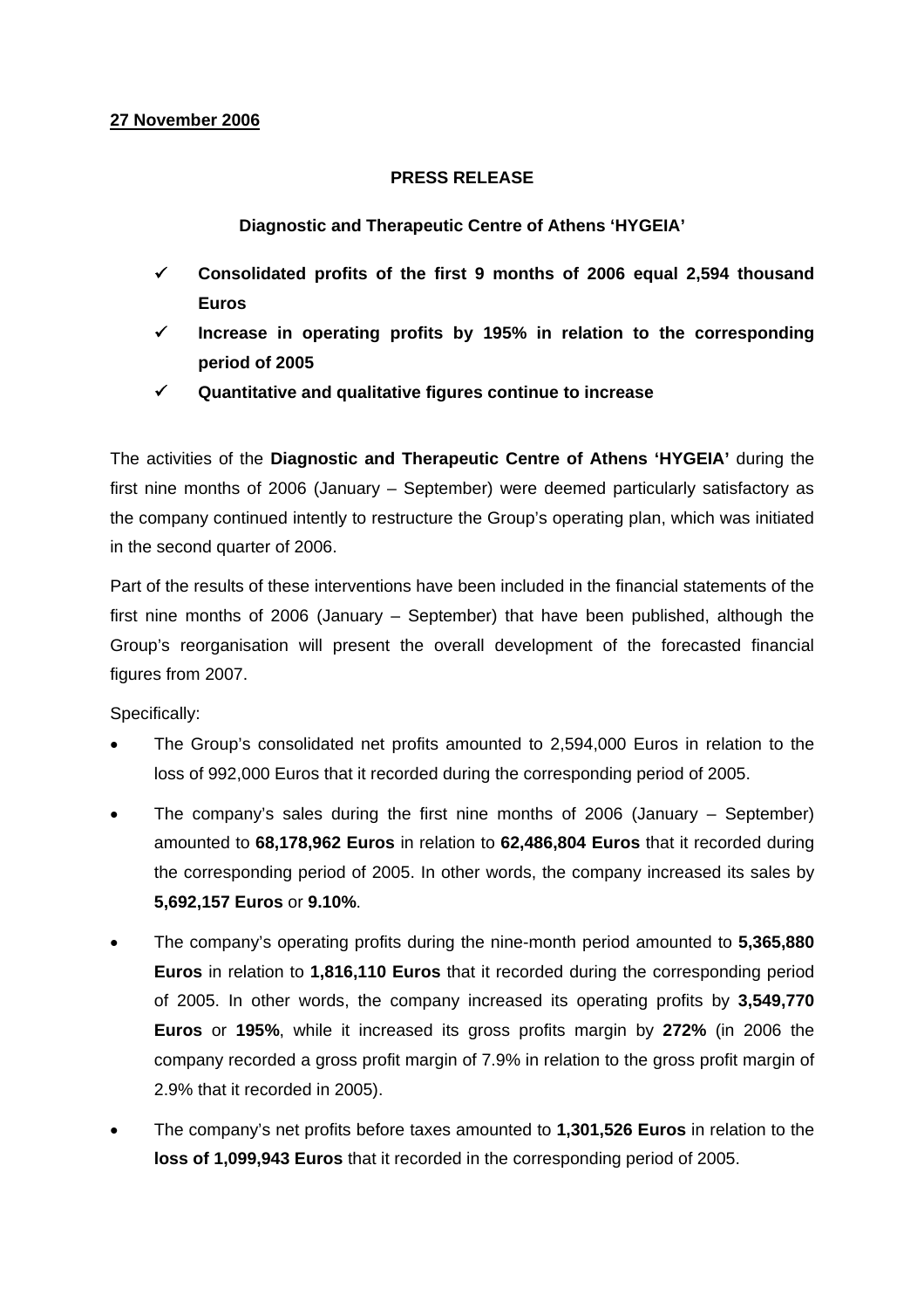**27 November 2006**

**PRESS RELEASE**

**Diagnostic and Therapeutic Centre of Athens 'HYGEIA'**

- ✓ **Consolidated profits of the first 9 months of 2006 equal 2,594 thousand Euros**
- ✓ **Increase in operating profits by 195% in relation to the corresponding period of 2005**
- ✓ **Quantitative and qualitative figures continue to increase**

The activities of the **Diagnostic and Therapeutic Centre of Athens 'HYGEIA'** during the first nine months of 2006 (January – September) were deemed particularly satisfactory as the company continued intently to restructure the Group's operating plan, which was initiated in the second quarter of 2006.

Part of the results of these interventions have been included in the financial statements of the first nine months of 2006 (January – September) that have been published, although the Group's reorganisation will present the overall development of the forecasted financial figures from 2007.

Specifically:

- The Group's consolidated net profits amounted to 2,594,000 Euros in relation to the loss of 992,000 Euros that it recorded during the corresponding period of 2005.
- The company's sales during the first nine months of 2006 (January – September) amounted to **68,178,962 Euros** in relation to **62,486,804 Euros** that it recorded during the corresponding period of 2005. In other words, the company increased its sales by **5,692,157 Euros** or **9.10%**.
- The company's operating profits during the nine-month period amounted to **5,365,880 Euros** in relation to **1,816,110 Euros** that it recorded during the corresponding period of 2005. In other words, the company increased its operating profits by **3,549,770 Euros** or **195%**, while it increased its gross profits margin by **272%** (in 2006 the company recorded a gross profit margin of 7.9% in relation to the gross profit margin of 2.9% that it recorded in 2005).
- The company's net profits before taxes amounted to **1,301,526 Euros** in relation to the **loss of 1,099,943 Euros** that it recorded in the corresponding period of 2005.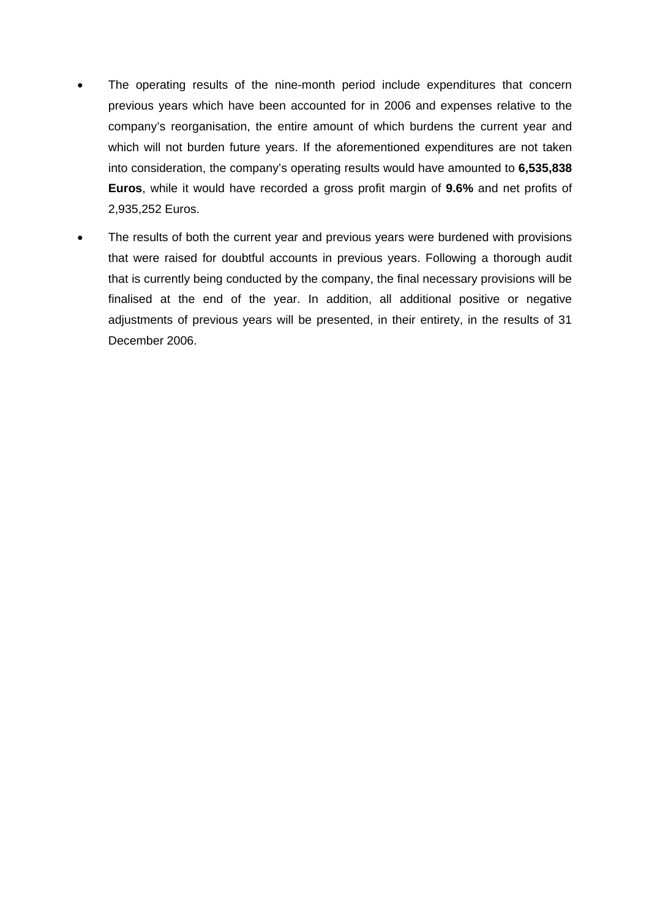- The operating results of the nine-month period include expenditures that concern previous years which have been accounted for in 2006 and expenses relative to the company's reorganisation, the entire amount of which burdens the current year and which will not burden future years. If the aforementioned expenditures are not taken into consideration, the company's operating results would have amounted to **6,535,838 Euros**, while it would have recorded a gross profit margin of **9.6%** and net profits of 2,935,252 Euros.
- The results of both the current year and previous years were burdened with provisions that were raised for doubtful accounts in previous years. Following a thorough audit that is currently being conducted by the company, the final necessary provisions will be finalised at the end of the year. In addition, all additional positive or negative adjustments of previous years will be presented, in their entirety, in the results of 31 December 2006.